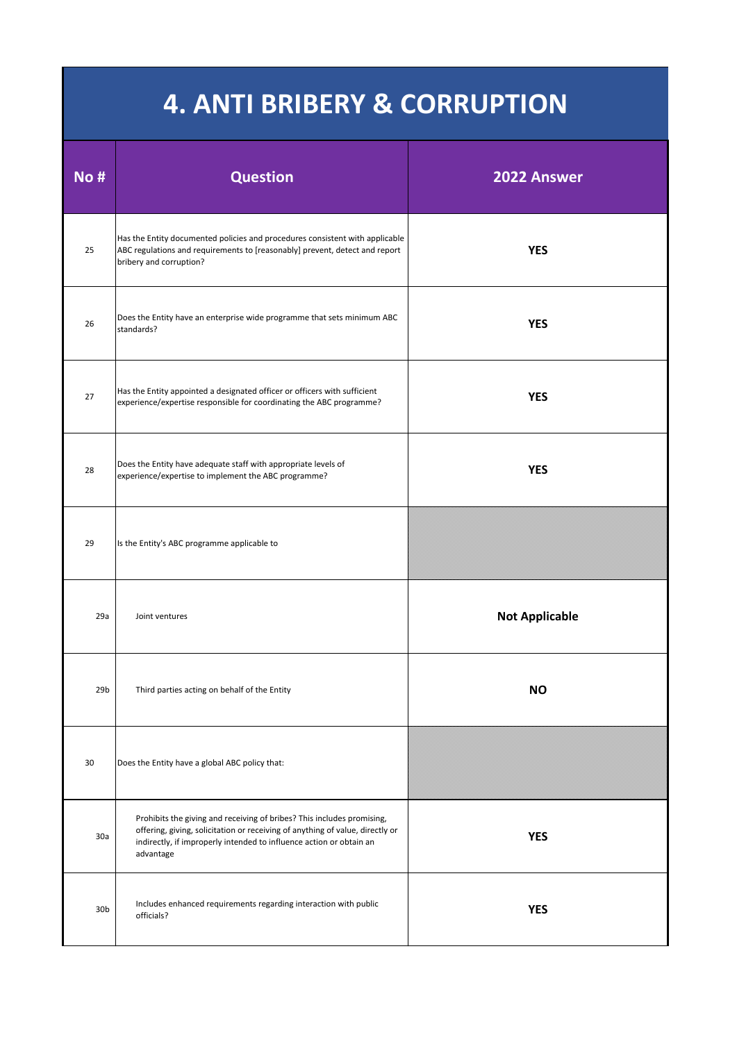# 4. ANTI BRIBERY & CORRUPTION

| No # | Question | 2022 Answer |
|---|---|---|
| 25 | Has the Entity documented policies and procedures consistent with applicable ABC regulations and requirements to [reasonably] prevent, detect and report bribery and corruption? | **YES** |
| 26 | Does the Entity have an enterprise wide programme that sets minimum ABC standards? | **YES** |
| 27 | Has the Entity appointed a designated officer or officers with sufficient experience/expertise responsible for coordinating the ABC programme? | **YES** |
| 28 | Does the Entity have adequate staff with appropriate levels of experience/expertise to implement the ABC programme? | **YES** |
| 29 | Is the Entity's ABC programme applicable to | |
| 29a | Joint ventures | **Not Applicable** |
| 29b | Third parties acting on behalf of the Entity | **NO** |
| 30 | Does the Entity have a global ABC policy that: | |
| 30a | Prohibits the giving and receiving of bribes? This includes promising, offering, giving, solicitation or receiving of anything of value, directly or indirectly, if improperly intended to influence action or obtain an advantage | **YES** |
| 30b | Includes enhanced requirements regarding interaction with public officials? | **YES** |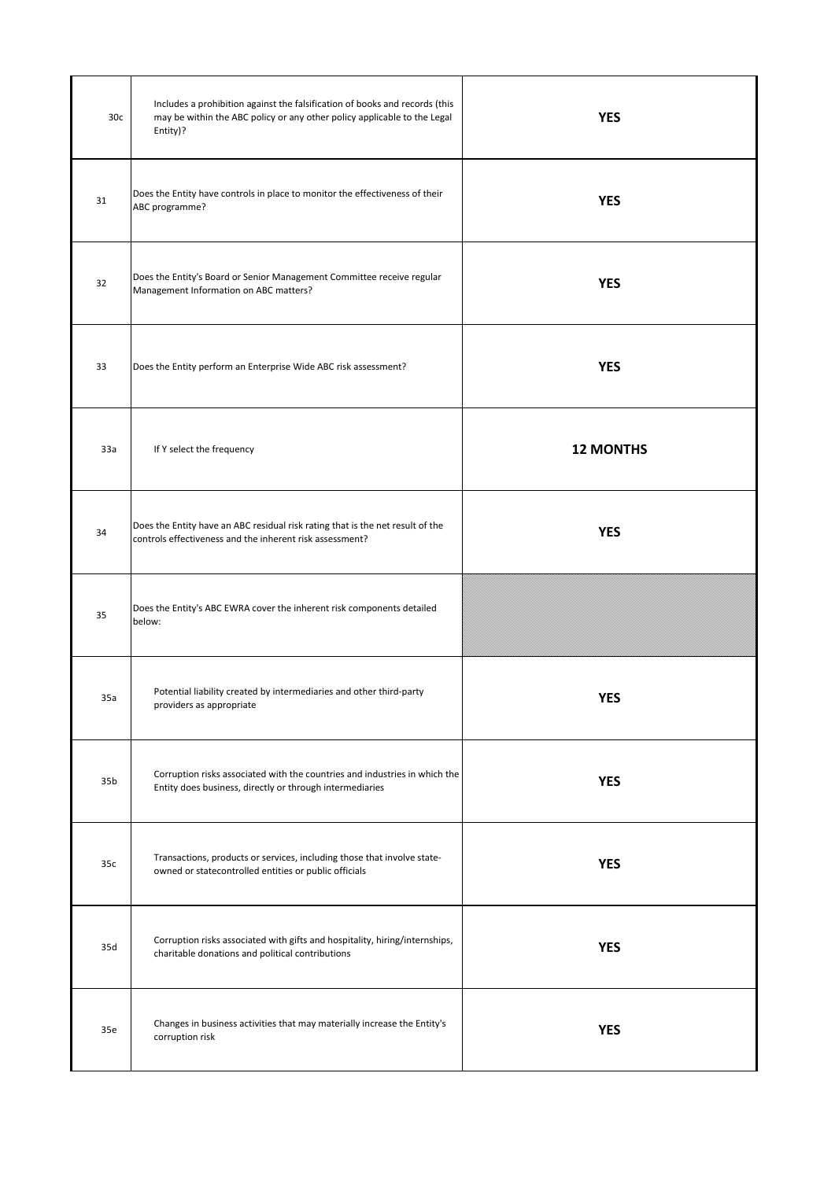| | | |
|---|---|---|
| 30c | Includes a prohibition against the falsification of books and records (this may be within the ABC policy or any other policy applicable to the Legal Entity)? | **YES** |
| 31 | Does the Entity have controls in place to monitor the effectiveness of their ABC programme? | **YES** |
| 32 | Does the Entity's Board or Senior Management Committee receive regular Management Information on ABC matters? | **YES** |
| 33 | Does the Entity perform an Enterprise Wide ABC risk assessment? | **YES** |
| 33a | If Y select the frequency | **12 MONTHS** |
| 34 | Does the Entity have an ABC residual risk rating that is the net result of the controls effectiveness and the inherent risk assessment? | **YES** |
| 35 | Does the Entity's ABC EWRA cover the inherent risk components detailed below: | |
| 35a | Potential liability created by intermediaries and other third-party providers as appropriate | **YES** |
| 35b | Corruption risks associated with the countries and industries in which the Entity does business, directly or through intermediaries | **YES** |
| 35c | Transactions, products or services, including those that involve state-owned or statecontrolled entities or public officials | **YES** |
| 35d | Corruption risks associated with gifts and hospitality, hiring/internships, charitable donations and political contributions | **YES** |
| 35e | Changes in business activities that may materially increase the Entity's corruption risk | **YES** |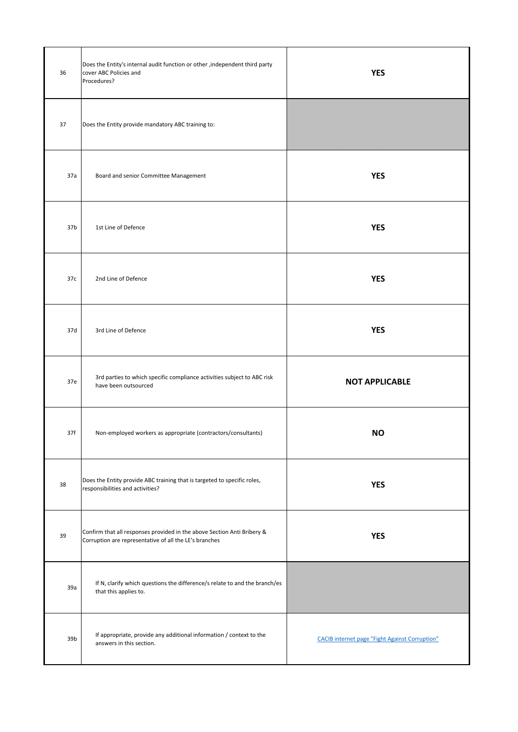| | | |
|---|---|---|
| 36 | Does the Entity's internal audit function or other ,independent third party cover ABC Policies and Procedures? | **YES** |
| 37 | Does the Entity provide mandatory ABC training to: | |
| 37a | Board and senior Committee Management | **YES** |
| 37b | 1st Line of Defence | **YES** |
| 37c | 2nd Line of Defence | **YES** |
| 37d | 3rd Line of Defence | **YES** |
| 37e | 3rd parties to which specific compliance activities subject to ABC risk have been outsourced | **NOT APPLICABLE** |
| 37f | Non-employed workers as appropriate (contractors/consultants) | **NO** |
| 38 | Does the Entity provide ABC training that is targeted to specific roles, responsibilities and activities? | **YES** |
| 39 | Confirm that all responses provided in the above Section Anti Bribery & Corruption are representative of all the LE's branches | **YES** |
| 39a | If N, clarify which questions the difference/s relate to and the branch/es that this applies to. | |
| 39b | If appropriate, provide any additional information / context to the answers in this section. | CACIB internet page "Fight Against Corruption" |